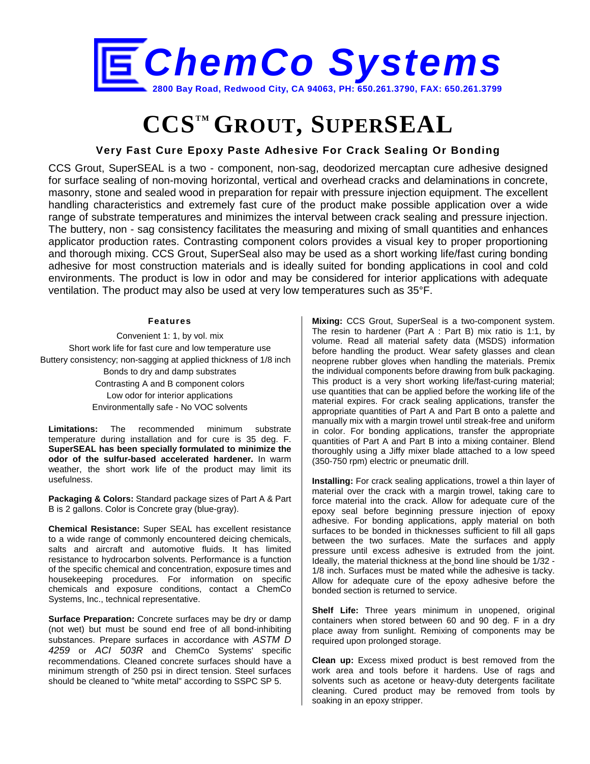# ChemCo Systems

2800 Bay Road, Redwood City, CA 94063, PH: 650.261.3790, FAX: 650.261.3799

# CCS™ GROUT, SUPERSEAL

### Very Fast Cure Epoxy Paste Adhesive For Crack Sealing Or Bonding

CCS Grout, SuperSEAL is a two - component, non-sag, deodorized mercaptan cure adhesive designed for surface sealing of non-moving horizontal, vertical and overhead cracks and delaminations in concrete, masonry, stone and sealed wood in preparation for repair with pressure injection equipment. The excellent handling characteristics and extremely fast cure of the product make possible application over a wide range of substrate temperatures and minimizes the interval between crack sealing and pressure injection. The buttery, non - sag consistency facilitates the measuring and mixing of small quantities and enhances applicator production rates. Contrasting component colors provides a visual key to proper proportioning and thorough mixing. CCS Grout, SuperSeal also may be used as a short working life/fast curing bonding adhesive for most construction materials and is ideally suited for bonding applications in cool and cold environments. The product is low in odor and may be considered for interior applications with adequate ventilation. The product may also be used at very low temperatures such as 35°F.

#### Features

Convenient 1: 1, by vol. mix
Short work life for fast cure and low temperature use
Buttery consistency; non-sagging at applied thickness of 1/8 inch
Bonds to dry and damp substrates
Contrasting A and B component colors
Low odor for interior applications
Environmentally safe - No VOC solvents

**Limitations:** The recommended minimum substrate temperature during installation and for cure is 35 deg. F. **SuperSEAL has been specially formulated to minimize the odor of the sulfur-based accelerated hardener.** In warm weather, the short work life of the product may limit its usefulness.

**Packaging & Colors:** Standard package sizes of Part A & Part B is 2 gallons. Color is Concrete gray (blue-gray).

**Chemical Resistance:** Super SEAL has excellent resistance to a wide range of commonly encountered deicing chemicals, salts and aircraft and automotive fluids. It has limited resistance to hydrocarbon solvents. Performance is a function of the specific chemical and concentration, exposure times and housekeeping procedures. For information on specific chemicals and exposure conditions, contact a ChemCo Systems, Inc., technical representative.

**Surface Preparation:** Concrete surfaces may be dry or damp (not wet) but must be sound end free of all bond-inhibiting substances. Prepare surfaces in accordance with *ASTM D 4259* or *ACI 503R* and ChemCo Systems' specific recommendations. Cleaned concrete surfaces should have a minimum strength of 250 psi in direct tension. Steel surfaces should be cleaned to "white metal" according to SSPC SP 5.

**Mixing:** CCS Grout, SuperSeal is a two-component system. The resin to hardener (Part A : Part B) mix ratio is 1:1, by volume. Read all material safety data (MSDS) information before handling the product. Wear safety glasses and clean neoprene rubber gloves when handling the materials. Premix the individual components before drawing from bulk packaging. This product is a very short working life/fast-curing material; use quantities that can be applied before the working life of the material expires. For crack sealing applications, transfer the appropriate quantities of Part A and Part B onto a palette and manually mix with a margin trowel until streak-free and uniform in color. For bonding applications, transfer the appropriate quantities of Part A and Part B into a mixing container. Blend thoroughly using a Jiffy mixer blade attached to a low speed (350-750 rpm) electric or pneumatic drill.

**Installing:** For crack sealing applications, trowel a thin layer of material over the crack with a margin trowel, taking care to force material into the crack. Allow for adequate cure of the epoxy seal before beginning pressure injection of epoxy adhesive. For bonding applications, apply material on both surfaces to be bonded in thicknesses sufficient to fill all gaps between the two surfaces. Mate the surfaces and apply pressure until excess adhesive is extruded from the joint. Ideally, the material thickness at the bond line should be 1/32 - 1/8 inch. Surfaces must be mated while the adhesive is tacky. Allow for adequate cure of the epoxy adhesive before the bonded section is returned to service.

**Shelf Life:** Three years minimum in unopened, original containers when stored between 60 and 90 deg. F in a dry place away from sunlight. Remixing of components may be required upon prolonged storage.

**Clean up:** Excess mixed product is best removed from the work area and tools before it hardens. Use of rags and solvents such as acetone or heavy-duty detergents facilitate cleaning. Cured product may be removed from tools by soaking in an epoxy stripper.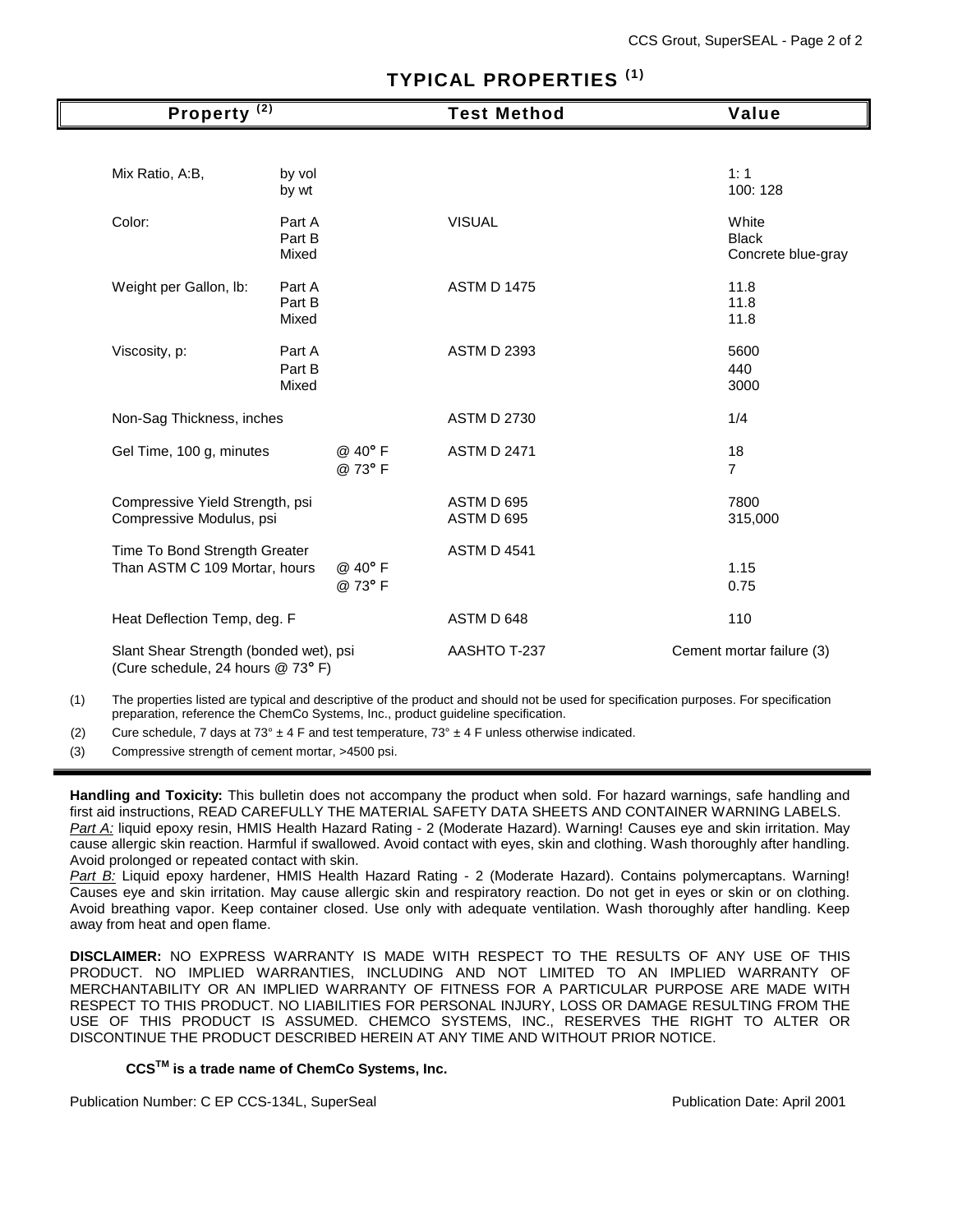## TYPICAL PROPERTIES [1]

| Property [2] | | | Test Method | Value |
|---|---|---|---|---|
| Mix Ratio, A:B, | by vol | | | 1: 1 |
| | by wt | | | 100: 128 |
| Color: | Part A | | VISUAL | White |
| | Part B | | | Black |
| | Mixed | | | Concrete blue-gray |
| Weight per Gallon, lb: | Part A | | ASTM D 1475 | 11.8 |
| | Part B | | | 11.8 |
| | Mixed | | | 11.8 |
| Viscosity, p: | Part A | | ASTM D 2393 | 5600 |
| | Part B | | | 440 |
| | Mixed | | | 3000 |
| Non-Sag Thickness, inches | | | ASTM D 2730 | 1/4 |
| Gel Time, 100 g, minutes | | @ 40° F | ASTM D 2471 | 18 |
| | | @ 73° F | | 7 |
| Compressive Yield Strength, psi | | | ASTM D 695 | 7800 |
| Compressive Modulus, psi | | | ASTM D 695 | 315,000 |
| Time To Bond Strength Greater Than ASTM C 109 Mortar, hours | | | ASTM D 4541 | |
| | | @ 40° F | | 1.15 |
| | | @ 73° F | | 0.75 |
| Heat Deflection Temp, deg. F | | | ASTM D 648 | 110 |
| Slant Shear Strength (bonded wet), psi (Cure schedule, 24 hours @ 73° F) | | | AASHTO T-237 | Cement mortar failure (3) |

(1) The properties listed are typical and descriptive of the product and should not be used for specification purposes. For specification preparation, reference the ChemCo Systems, Inc., product guideline specification.

(2) Cure schedule, 7 days at 73° ± 4 F and test temperature, 73° ± 4 F unless otherwise indicated.

(3) Compressive strength of cement mortar, >4500 psi.

**Handling and Toxicity:** This bulletin does not accompany the product when sold. For hazard warnings, safe handling and first aid instructions, READ CAREFULLY THE MATERIAL SAFETY DATA SHEETS AND CONTAINER WARNING LABELS. *Part A:* liquid epoxy resin, HMIS Health Hazard Rating - 2 (Moderate Hazard). Warning! Causes eye and skin irritation. May cause allergic skin reaction. Harmful if swallowed. Avoid contact with eyes, skin and clothing. Wash thoroughly after handling. Avoid prolonged or repeated contact with skin.

*Part B:* Liquid epoxy hardener, HMIS Health Hazard Rating - 2 (Moderate Hazard). Contains polymercaptans. Warning! Causes eye and skin irritation. May cause allergic skin and respiratory reaction. Do not get in eyes or skin or on clothing. Avoid breathing vapor. Keep container closed. Use only with adequate ventilation. Wash thoroughly after handling. Keep away from heat and open flame.

**DISCLAIMER:** NO EXPRESS WARRANTY IS MADE WITH RESPECT TO THE RESULTS OF ANY USE OF THIS PRODUCT. NO IMPLIED WARRANTIES, INCLUDING AND NOT LIMITED TO AN IMPLIED WARRANTY OF MERCHANTABILITY OR AN IMPLIED WARRANTY OF FITNESS FOR A PARTICULAR PURPOSE ARE MADE WITH RESPECT TO THIS PRODUCT. NO LIABILITIES FOR PERSONAL INJURY, LOSS OR DAMAGE RESULTING FROM THE USE OF THIS PRODUCT IS ASSUMED. CHEMCO SYSTEMS, INC., RESERVES THE RIGHT TO ALTER OR DISCONTINUE THE PRODUCT DESCRIBED HEREIN AT ANY TIME AND WITHOUT PRIOR NOTICE.

**CCS™ is a trade name of ChemCo Systems, Inc.**

Publication Number: C EP CCS-134L, SuperSeal

Publication Date: April 2001